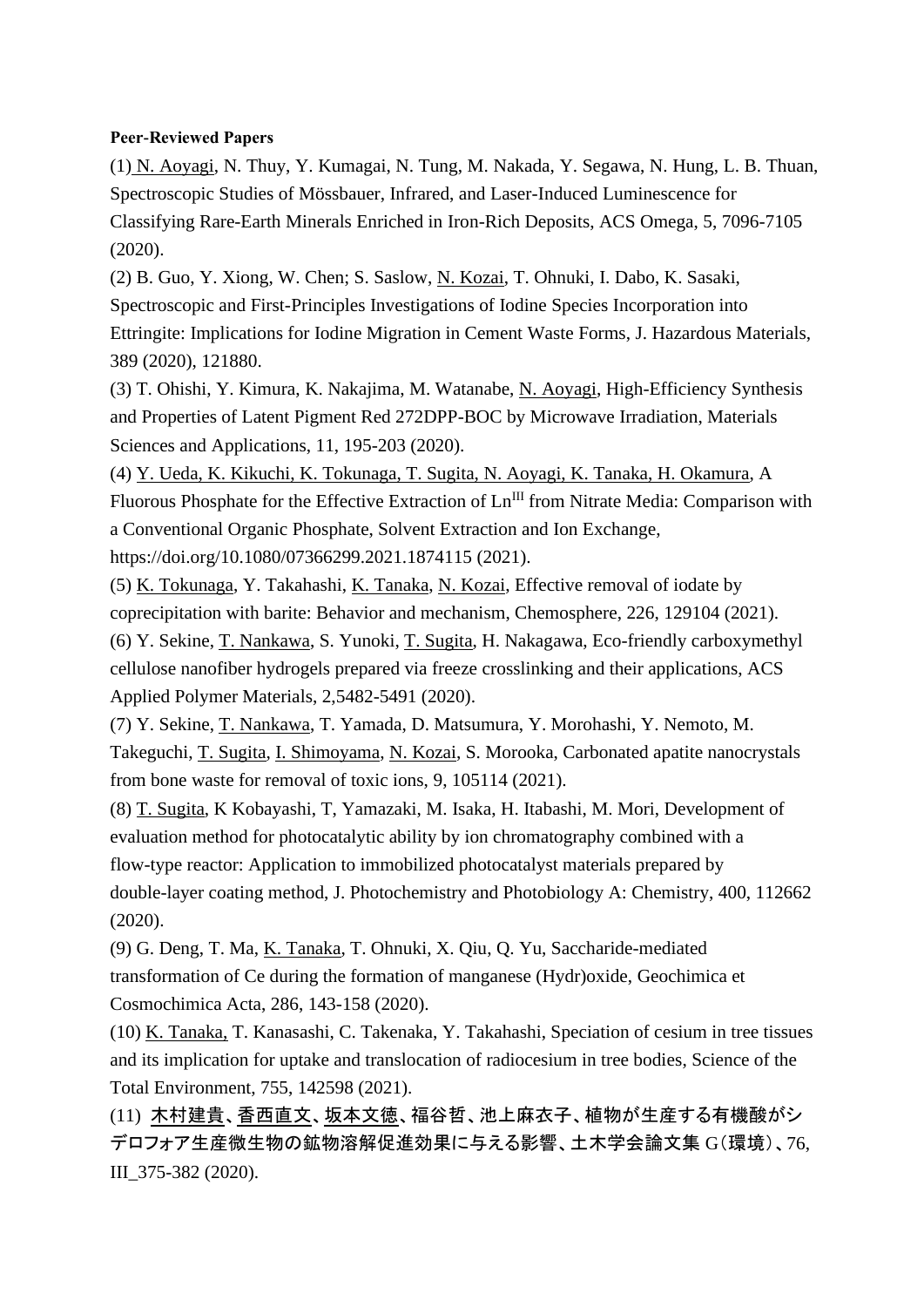**Peer-Reviewed Papers**

(1) N. Aoyagi, N. Thuy, Y. Kumagai, N. Tung, M. Nakada, Y. Segawa, N. Hung, L. B. Thuan, Spectroscopic Studies of Mössbauer, Infrared, and Laser-Induced Luminescence for Classifying Rare-Earth Minerals Enriched in Iron-Rich Deposits, ACS Omega, 5, 7096-7105 (2020).

(2) B. Guo, Y. Xiong, W. Chen; S. Saslow, N. Kozai, T. Ohnuki, I. Dabo, K. Sasaki, Spectroscopic and First-Principles Investigations of Iodine Species Incorporation into Ettringite: Implications for Iodine Migration in Cement Waste Forms, J. Hazardous Materials, 389 (2020), 121880.

(3) T. Ohishi, Y. Kimura, K. Nakajima, M. Watanabe, N. Aoyagi, High-Efficiency Synthesis and Properties of Latent Pigment Red 272DPP-BOC by Microwave Irradiation, Materials Sciences and Applications, 11, 195-203 (2020).

(4) Y. Ueda, K. Kikuchi, K. Tokunaga, T. Sugita, N. Aoyagi, K. Tanaka, H. Okamura, A Fluorous Phosphate for the Effective Extraction of $Ln^{III}$ from Nitrate Media: Comparison with a Conventional Organic Phosphate, Solvent Extraction and Ion Exchange, https://doi.org/10.1080/07366299.2021.1874115 (2021).

(5) K. Tokunaga, Y. Takahashi, K. Tanaka, N. Kozai, Effective removal of iodate by coprecipitation with barite: Behavior and mechanism, Chemosphere, 226, 129104 (2021).

(6) Y. Sekine, T. Nankawa, S. Yunoki, T. Sugita, H. Nakagawa, Eco-friendly carboxymethyl cellulose nanofiber hydrogels prepared via freeze crosslinking and their applications, ACS Applied Polymer Materials, 2,5482-5491 (2020).

(7) Y. Sekine, T. Nankawa, T. Yamada, D. Matsumura, Y. Morohashi, Y. Nemoto, M. Takeguchi, T. Sugita, I. Shimoyama, N. Kozai, S. Morooka, Carbonated apatite nanocrystals from bone waste for removal of toxic ions, 9, 105114 (2021).

(8) T. Sugita, K Kobayashi, T, Yamazaki, M. Isaka, H. Itabashi, M. Mori, Development of evaluation method for photocatalytic ability by ion chromatography combined with a flow-type reactor: Application to immobilized photocatalyst materials prepared by double-layer coating method, J. Photochemistry and Photobiology A: Chemistry, 400, 112662 (2020).

(9) G. Deng, T. Ma, K. Tanaka, T. Ohnuki, X. Qiu, Q. Yu, Saccharide-mediated transformation of Ce during the formation of manganese (Hydr)oxide, Geochimica et Cosmochimica Acta, 286, 143-158 (2020).

(10) K. Tanaka, T. Kanasashi, C. Takenaka, Y. Takahashi, Speciation of cesium in tree tissues and its implication for uptake and translocation of radiocesium in tree bodies, Science of the Total Environment, 755, 142598 (2021).

(11) 木村建貴、香西直文、坂本文徳、福谷哲、池上麻衣子、植物が生産する有機酸がシデロフォア生産微生物の鉱物溶解促進効果に与える影響、土木学会論文集 G（環境）、76, III_375-382 (2020).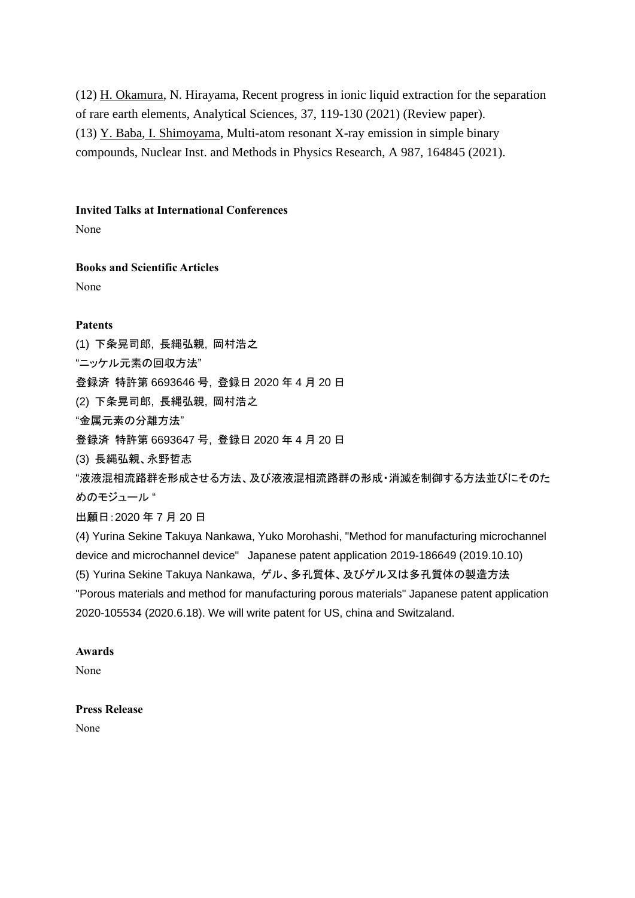(12) H. Okamura, N. Hirayama, Recent progress in ionic liquid extraction for the separation of rare earth elements, Analytical Sciences, 37, 119-130 (2021) (Review paper).
(13) Y. Baba, I. Shimoyama, Multi-atom resonant X-ray emission in simple binary compounds, Nuclear Inst. and Methods in Physics Research, A 987, 164845 (2021).

**Invited Talks at International Conferences**

None

**Books and Scientific Articles**

None

**Patents**

(1) 下条晃司郎, 長縄弘親, 岡村浩之
"ニッケル元素の回収方法"
登録済 特許第 6693646 号, 登録日 2020 年 4 月 20 日
(2) 下条晃司郎, 長縄弘親, 岡村浩之
"金属元素の分離方法"
登録済 特許第 6693647 号, 登録日 2020 年 4 月 20 日
(3) 長縄弘親、永野哲志
"液液混相流路群を形成させる方法、及び液液混相流路群の形成・消滅を制御する方法並びにそのためのモジュール "
出願日:2020 年 7 月 20 日
(4) Yurina Sekine Takuya Nankawa, Yuko Morohashi, "Method for manufacturing microchannel device and microchannel device" Japanese patent application 2019-186649 (2019.10.10)
(5) Yurina Sekine Takuya Nankawa, ゲル、多孔質体、及びゲル又は多孔質体の製造方法 "Porous materials and method for manufacturing porous materials" Japanese patent application 2020-105534 (2020.6.18). We will write patent for US, china and Switzaland.

**Awards**

None

**Press Release**

None